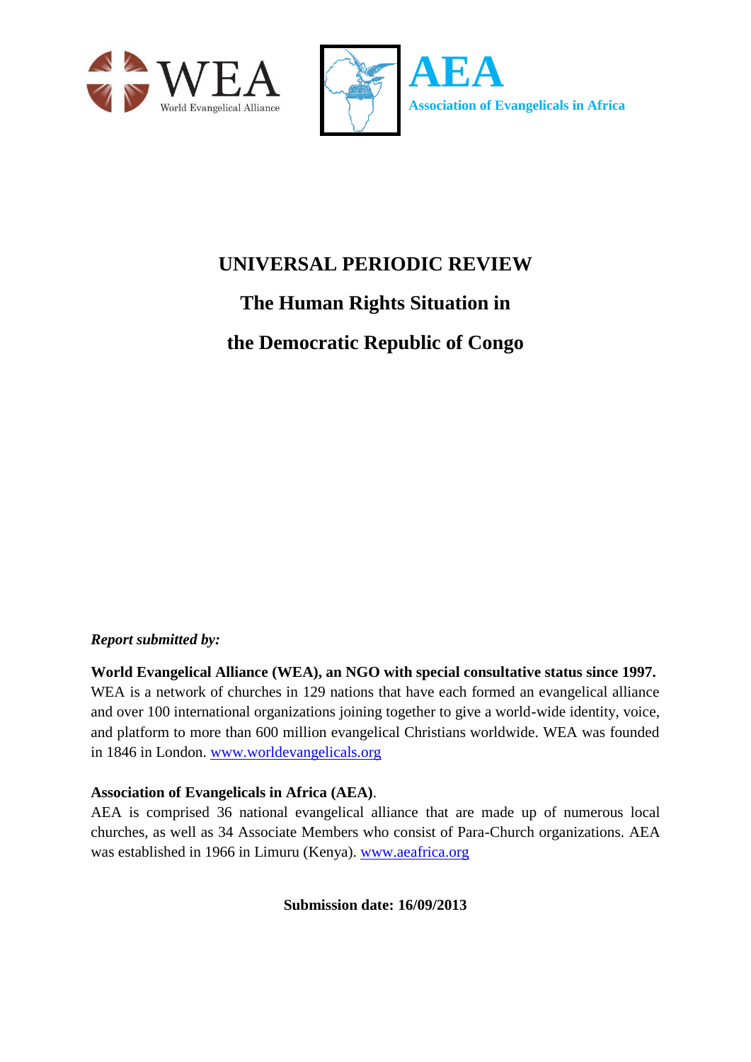WEA World Evangelical Alliance

AEA Association of Evangelicals in Africa

# UNIVERSAL PERIODIC REVIEW

## The Human Rights Situation in the Democratic Republic of Congo

***Report submitted by:***

**World Evangelical Alliance (WEA), an NGO with special consultative status since 1997.** WEA is a network of churches in 129 nations that have each formed an evangelical alliance and over 100 international organizations joining together to give a world-wide identity, voice, and platform to more than 600 million evangelical Christians worldwide. WEA was founded in 1846 in London. www.worldevangelicals.org

**Association of Evangelicals in Africa (AEA)**.
AEA is comprised 36 national evangelical alliance that are made up of numerous local churches, as well as 34 Associate Members who consist of Para-Church organizations. AEA was established in 1966 in Limuru (Kenya). www.aeafrica.org

**Submission date: 16/09/2013**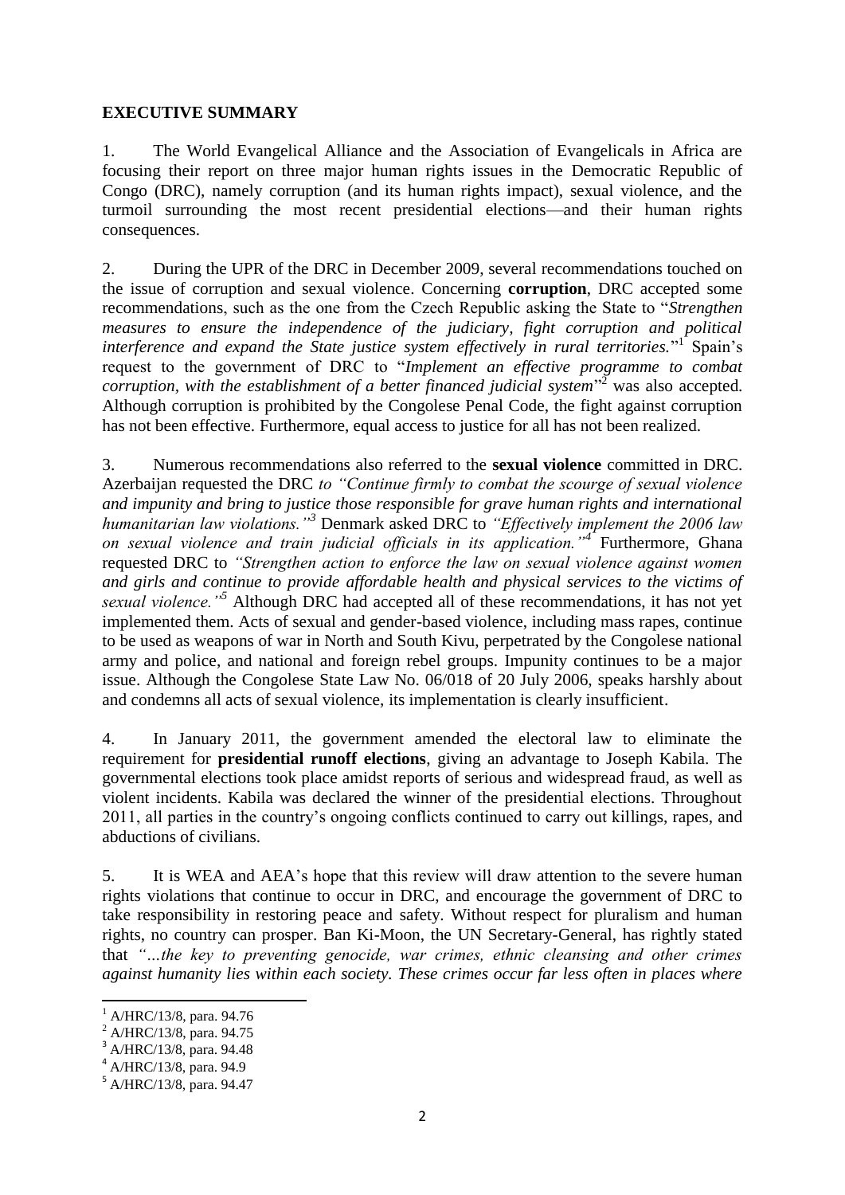## EXECUTIVE SUMMARY

1. The World Evangelical Alliance and the Association of Evangelicals in Africa are focusing their report on three major human rights issues in the Democratic Republic of Congo (DRC), namely corruption (and its human rights impact), sexual violence, and the turmoil surrounding the most recent presidential elections—and their human rights consequences.

2. During the UPR of the DRC in December 2009, several recommendations touched on the issue of corruption and sexual violence. Concerning **corruption**, DRC accepted some recommendations, such as the one from the Czech Republic asking the State to "*Strengthen measures to ensure the independence of the judiciary, fight corruption and political interference and expand the State justice system effectively in rural territories.*"[1] Spain's request to the government of DRC to "*Implement an effective programme to combat corruption, with the establishment of a better financed judicial system*"[2] was also accepted. Although corruption is prohibited by the Congolese Penal Code, the fight against corruption has not been effective. Furthermore, equal access to justice for all has not been realized.

3. Numerous recommendations also referred to the **sexual violence** committed in DRC. Azerbaijan requested the DRC *to "Continue firmly to combat the scourge of sexual violence and impunity and bring to justice those responsible for grave human rights and international humanitarian law violations."*[3] Denmark asked DRC to *"Effectively implement the 2006 law on sexual violence and train judicial officials in its application."*[4] Furthermore, Ghana requested DRC to *"Strengthen action to enforce the law on sexual violence against women and girls and continue to provide affordable health and physical services to the victims of sexual violence."*[5] Although DRC had accepted all of these recommendations, it has not yet implemented them. Acts of sexual and gender-based violence, including mass rapes, continue to be used as weapons of war in North and South Kivu, perpetrated by the Congolese national army and police, and national and foreign rebel groups. Impunity continues to be a major issue. Although the Congolese State Law No. 06/018 of 20 July 2006, speaks harshly about and condemns all acts of sexual violence, its implementation is clearly insufficient.

4. In January 2011, the government amended the electoral law to eliminate the requirement for **presidential runoff elections**, giving an advantage to Joseph Kabila. The governmental elections took place amidst reports of serious and widespread fraud, as well as violent incidents. Kabila was declared the winner of the presidential elections. Throughout 2011, all parties in the country's ongoing conflicts continued to carry out killings, rapes, and abductions of civilians.

5. It is WEA and AEA's hope that this review will draw attention to the severe human rights violations that continue to occur in DRC, and encourage the government of DRC to take responsibility in restoring peace and safety. Without respect for pluralism and human rights, no country can prosper. Ban Ki-Moon, the UN Secretary-General, has rightly stated that *"…the key to preventing genocide, war crimes, ethnic cleansing and other crimes against humanity lies within each society. These crimes occur far less often in places where*

---

[1] A/HRC/13/8, para. 94.76
[2] A/HRC/13/8, para. 94.75
[3] A/HRC/13/8, para. 94.48
[4] A/HRC/13/8, para. 94.9
[5] A/HRC/13/8, para. 94.47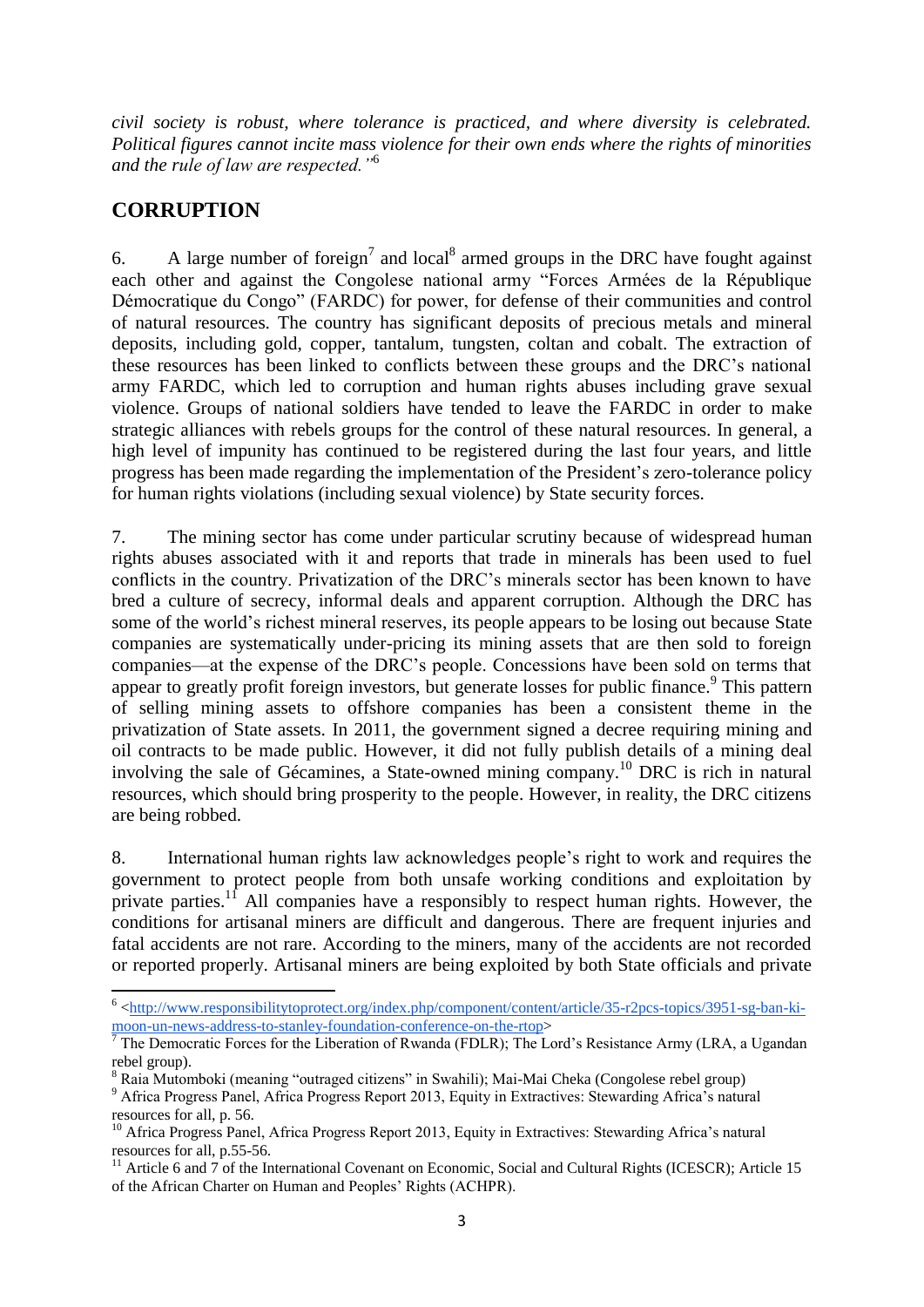*civil society is robust, where tolerance is practiced, and where diversity is celebrated. Political figures cannot incite mass violence for their own ends where the rights of minorities and the rule of law are respected."*[6]

## CORRUPTION

6. A large number of foreign[7] and local[8] armed groups in the DRC have fought against each other and against the Congolese national army "Forces Armées de la République Démocratique du Congo" (FARDC) for power, for defense of their communities and control of natural resources. The country has significant deposits of precious metals and mineral deposits, including gold, copper, tantalum, tungsten, coltan and cobalt. The extraction of these resources has been linked to conflicts between these groups and the DRC's national army FARDC, which led to corruption and human rights abuses including grave sexual violence. Groups of national soldiers have tended to leave the FARDC in order to make strategic alliances with rebels groups for the control of these natural resources. In general, a high level of impunity has continued to be registered during the last four years, and little progress has been made regarding the implementation of the President's zero-tolerance policy for human rights violations (including sexual violence) by State security forces.

7. The mining sector has come under particular scrutiny because of widespread human rights abuses associated with it and reports that trade in minerals has been used to fuel conflicts in the country. Privatization of the DRC's minerals sector has been known to have bred a culture of secrecy, informal deals and apparent corruption. Although the DRC has some of the world's richest mineral reserves, its people appears to be losing out because State companies are systematically under-pricing its mining assets that are then sold to foreign companies—at the expense of the DRC's people. Concessions have been sold on terms that appear to greatly profit foreign investors, but generate losses for public finance.[9] This pattern of selling mining assets to offshore companies has been a consistent theme in the privatization of State assets. In 2011, the government signed a decree requiring mining and oil contracts to be made public. However, it did not fully publish details of a mining deal involving the sale of Gécamines, a State-owned mining company.[10] DRC is rich in natural resources, which should bring prosperity to the people. However, in reality, the DRC citizens are being robbed.

8. International human rights law acknowledges people's right to work and requires the government to protect people from both unsafe working conditions and exploitation by private parties.[11] All companies have a responsibly to respect human rights. However, the conditions for artisanal miners are difficult and dangerous. There are frequent injuries and fatal accidents are not rare. According to the miners, many of the accidents are not recorded or reported properly. Artisanal miners are being exploited by both State officials and private

---

[6] <http://www.responsibilitytoprotect.org/index.php/component/content/article/35-r2pcs-topics/3951-sg-ban-ki-moon-un-news-address-to-stanley-foundation-conference-on-the-rtop>

[7] The Democratic Forces for the Liberation of Rwanda (FDLR); The Lord's Resistance Army (LRA, a Ugandan rebel group).

[8] Raia Mutomboki (meaning "outraged citizens" in Swahili); Mai-Mai Cheka (Congolese rebel group)

[9] Africa Progress Panel, Africa Progress Report 2013, Equity in Extractives: Stewarding Africa's natural resources for all, p. 56.

[10] Africa Progress Panel, Africa Progress Report 2013, Equity in Extractives: Stewarding Africa's natural resources for all, p.55-56.

[11] Article 6 and 7 of the International Covenant on Economic, Social and Cultural Rights (ICESCR); Article 15 of the African Charter on Human and Peoples' Rights (ACHPR).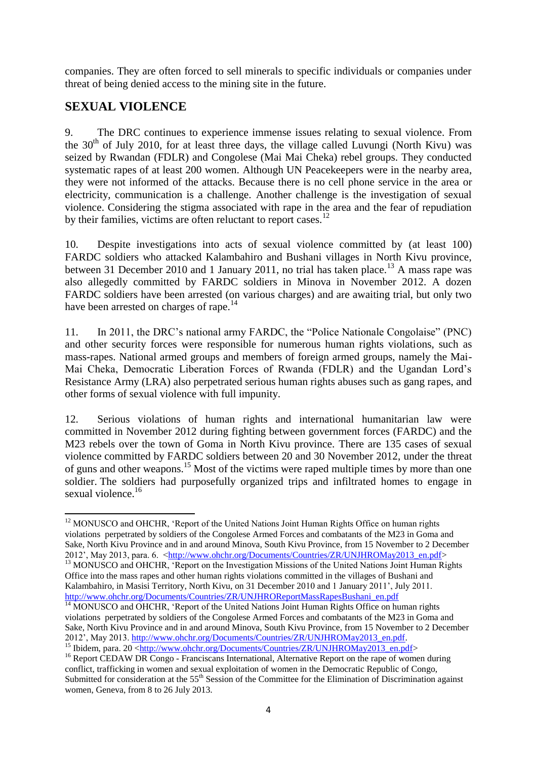companies. They are often forced to sell minerals to specific individuals or companies under threat of being denied access to the mining site in the future.

## SEXUAL VIOLENCE

9. The DRC continues to experience immense issues relating to sexual violence. From the 30th of July 2010, for at least three days, the village called Luvungi (North Kivu) was seized by Rwandan (FDLR) and Congolese (Mai Mai Cheka) rebel groups. They conducted systematic rapes of at least 200 women. Although UN Peacekeepers were in the nearby area, they were not informed of the attacks. Because there is no cell phone service in the area or electricity, communication is a challenge. Another challenge is the investigation of sexual violence. Considering the stigma associated with rape in the area and the fear of repudiation by their families, victims are often reluctant to report cases.[12]

10. Despite investigations into acts of sexual violence committed by (at least 100) FARDC soldiers who attacked Kalambahiro and Bushani villages in North Kivu province, between 31 December 2010 and 1 January 2011, no trial has taken place.[13] A mass rape was also allegedly committed by FARDC soldiers in Minova in November 2012. A dozen FARDC soldiers have been arrested (on various charges) and are awaiting trial, but only two have been arrested on charges of rape.[14]

11. In 2011, the DRC's national army FARDC, the "Police Nationale Congolaise" (PNC) and other security forces were responsible for numerous human rights violations, such as mass-rapes. National armed groups and members of foreign armed groups, namely the Mai-Mai Cheka, Democratic Liberation Forces of Rwanda (FDLR) and the Ugandan Lord's Resistance Army (LRA) also perpetrated serious human rights abuses such as gang rapes, and other forms of sexual violence with full impunity.

12. Serious violations of human rights and international humanitarian law were committed in November 2012 during fighting between government forces (FARDC) and the M23 rebels over the town of Goma in North Kivu province. There are 135 cases of sexual violence committed by FARDC soldiers between 20 and 30 November 2012, under the threat of guns and other weapons.[15] Most of the victims were raped multiple times by more than one soldier. The soldiers had purposefully organized trips and infiltrated homes to engage in sexual violence.[16]

---

[12] MONUSCO and OHCHR, 'Report of the United Nations Joint Human Rights Office on human rights violations perpetrated by soldiers of the Congolese Armed Forces and combatants of the M23 in Goma and Sake, North Kivu Province and in and around Minova, South Kivu Province, from 15 November to 2 December 2012', May 2013, para. 6. <http://www.ohchr.org/Documents/Countries/ZR/UNJHROMay2013_en.pdf>

[13] MONUSCO and OHCHR, 'Report on the Investigation Missions of the United Nations Joint Human Rights Office into the mass rapes and other human rights violations committed in the villages of Bushani and Kalambahiro, in Masisi Territory, North Kivu, on 31 December 2010 and 1 January 2011', July 2011. http://www.ohchr.org/Documents/Countries/ZR/UNJHROReportMassRapesBushani_en.pdf

[14] MONUSCO and OHCHR, 'Report of the United Nations Joint Human Rights Office on human rights violations perpetrated by soldiers of the Congolese Armed Forces and combatants of the M23 in Goma and Sake, North Kivu Province and in and around Minova, South Kivu Province, from 15 November to 2 December 2012', May 2013. http://www.ohchr.org/Documents/Countries/ZR/UNJHROMay2013_en.pdf.

[15] Ibidem, para. 20 <http://www.ohchr.org/Documents/Countries/ZR/UNJHROMay2013_en.pdf>

[16] Report CEDAW DR Congo - Franciscans International, Alternative Report on the rape of women during conflict, trafficking in women and sexual exploitation of women in the Democratic Republic of Congo, Submitted for consideration at the 55th Session of the Committee for the Elimination of Discrimination against women, Geneva, from 8 to 26 July 2013.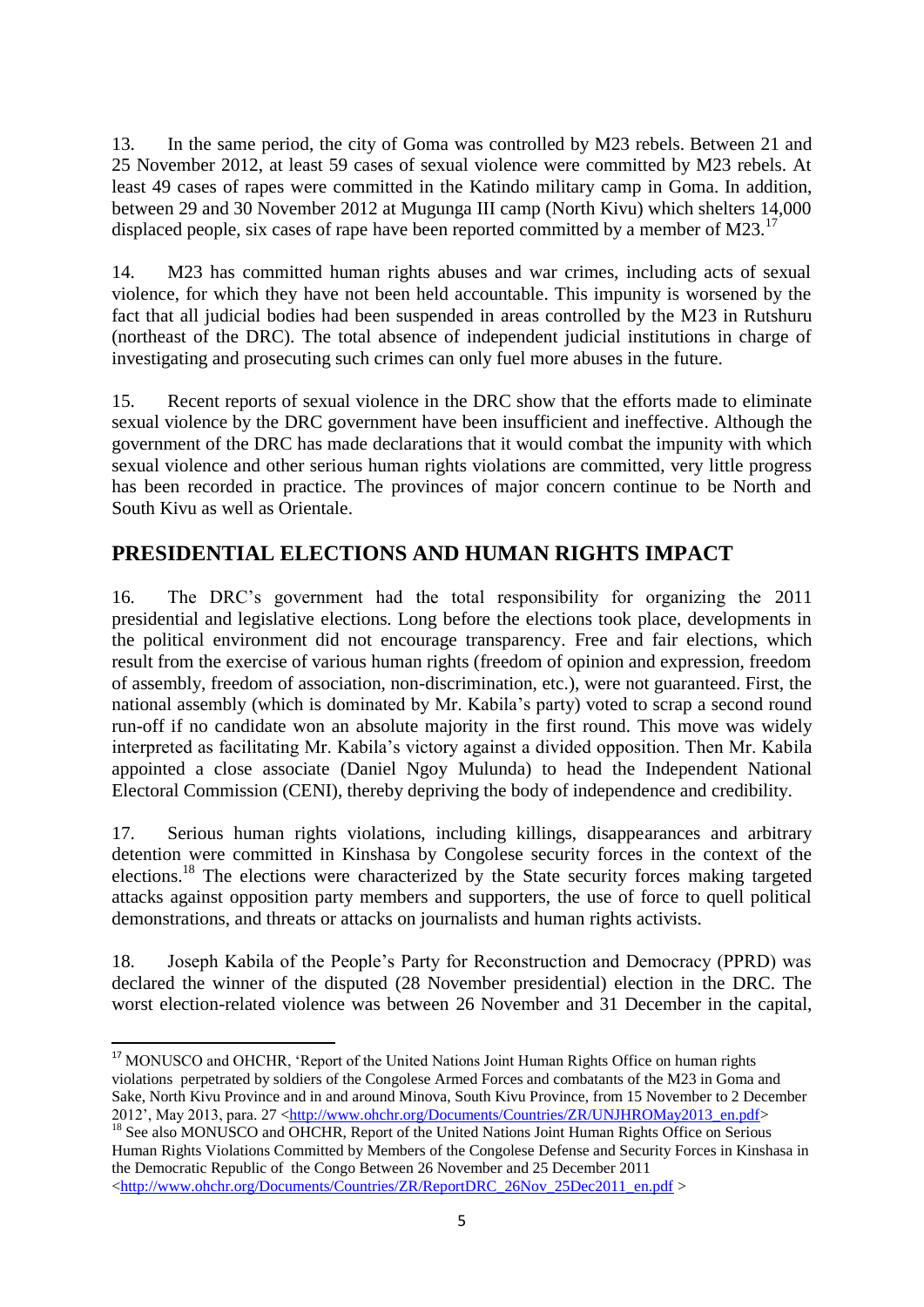13. In the same period, the city of Goma was controlled by M23 rebels. Between 21 and 25 November 2012, at least 59 cases of sexual violence were committed by M23 rebels. At least 49 cases of rapes were committed in the Katindo military camp in Goma. In addition, between 29 and 30 November 2012 at Mugunga III camp (North Kivu) which shelters 14,000 displaced people, six cases of rape have been reported committed by a member of M23.[17]

14. M23 has committed human rights abuses and war crimes, including acts of sexual violence, for which they have not been held accountable. This impunity is worsened by the fact that all judicial bodies had been suspended in areas controlled by the M23 in Rutshuru (northeast of the DRC). The total absence of independent judicial institutions in charge of investigating and prosecuting such crimes can only fuel more abuses in the future.

15. Recent reports of sexual violence in the DRC show that the efforts made to eliminate sexual violence by the DRC government have been insufficient and ineffective. Although the government of the DRC has made declarations that it would combat the impunity with which sexual violence and other serious human rights violations are committed, very little progress has been recorded in practice. The provinces of major concern continue to be North and South Kivu as well as Orientale.

## PRESIDENTIAL ELECTIONS AND HUMAN RIGHTS IMPACT

16. The DRC's government had the total responsibility for organizing the 2011 presidential and legislative elections. Long before the elections took place, developments in the political environment did not encourage transparency. Free and fair elections, which result from the exercise of various human rights (freedom of opinion and expression, freedom of assembly, freedom of association, non-discrimination, etc.), were not guaranteed. First, the national assembly (which is dominated by Mr. Kabila's party) voted to scrap a second round run-off if no candidate won an absolute majority in the first round. This move was widely interpreted as facilitating Mr. Kabila's victory against a divided opposition. Then Mr. Kabila appointed a close associate (Daniel Ngoy Mulunda) to head the Independent National Electoral Commission (CENI), thereby depriving the body of independence and credibility.

17. Serious human rights violations, including killings, disappearances and arbitrary detention were committed in Kinshasa by Congolese security forces in the context of the elections.[18] The elections were characterized by the State security forces making targeted attacks against opposition party members and supporters, the use of force to quell political demonstrations, and threats or attacks on journalists and human rights activists.

18. Joseph Kabila of the People's Party for Reconstruction and Democracy (PPRD) was declared the winner of the disputed (28 November presidential) election in the DRC. The worst election-related violence was between 26 November and 31 December in the capital,

---

[17] MONUSCO and OHCHR, 'Report of the United Nations Joint Human Rights Office on human rights violations perpetrated by soldiers of the Congolese Armed Forces and combatants of the M23 in Goma and Sake, North Kivu Province and in and around Minova, South Kivu Province, from 15 November to 2 December 2012', May 2013, para. 27 <http://www.ohchr.org/Documents/Countries/ZR/UNJHROMay2013_en.pdf>

[18] See also MONUSCO and OHCHR, Report of the United Nations Joint Human Rights Office on Serious Human Rights Violations Committed by Members of the Congolese Defense and Security Forces in Kinshasa in the Democratic Republic of the Congo Between 26 November and 25 December 2011 <http://www.ohchr.org/Documents/Countries/ZR/ReportDRC_26Nov_25Dec2011_en.pdf >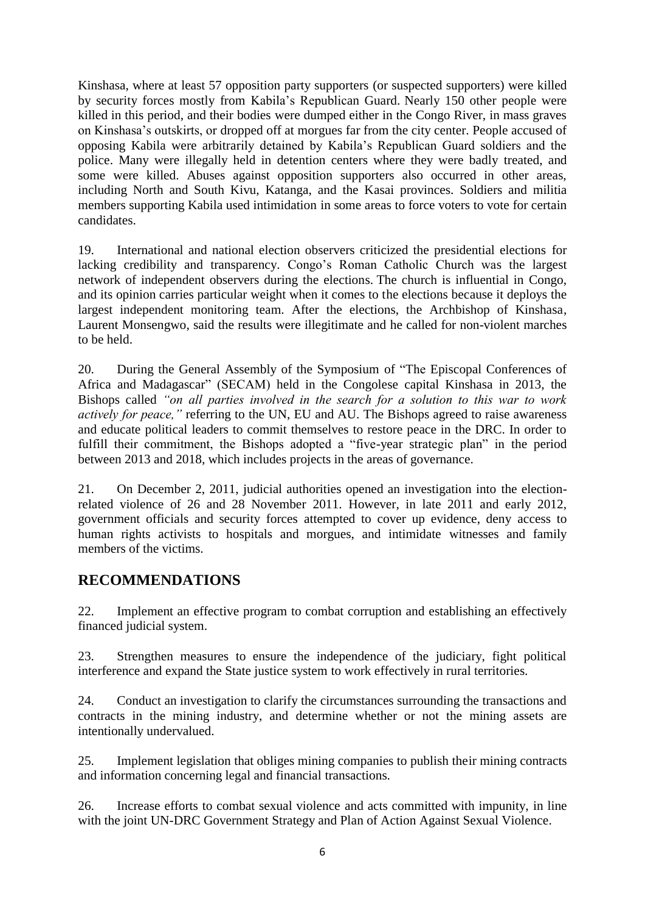Kinshasa, where at least 57 opposition party supporters (or suspected supporters) were killed by security forces mostly from Kabila's Republican Guard. Nearly 150 other people were killed in this period, and their bodies were dumped either in the Congo River, in mass graves on Kinshasa's outskirts, or dropped off at morgues far from the city center. People accused of opposing Kabila were arbitrarily detained by Kabila's Republican Guard soldiers and the police. Many were illegally held in detention centers where they were badly treated, and some were killed. Abuses against opposition supporters also occurred in other areas, including North and South Kivu, Katanga, and the Kasai provinces. Soldiers and militia members supporting Kabila used intimidation in some areas to force voters to vote for certain candidates.

19. International and national election observers criticized the presidential elections for lacking credibility and transparency. Congo's Roman Catholic Church was the largest network of independent observers during the elections. The church is influential in Congo, and its opinion carries particular weight when it comes to the elections because it deploys the largest independent monitoring team. After the elections, the Archbishop of Kinshasa, Laurent Monsengwo, said the results were illegitimate and he called for non-violent marches to be held.

20. During the General Assembly of the Symposium of "The Episcopal Conferences of Africa and Madagascar" (SECAM) held in the Congolese capital Kinshasa in 2013, the Bishops called *"on all parties involved in the search for a solution to this war to work actively for peace,"* referring to the UN, EU and AU. The Bishops agreed to raise awareness and educate political leaders to commit themselves to restore peace in the DRC. In order to fulfill their commitment, the Bishops adopted a "five-year strategic plan" in the period between 2013 and 2018, which includes projects in the areas of governance.

21. On December 2, 2011, judicial authorities opened an investigation into the election-related violence of 26 and 28 November 2011. However, in late 2011 and early 2012, government officials and security forces attempted to cover up evidence, deny access to human rights activists to hospitals and morgues, and intimidate witnesses and family members of the victims.

## RECOMMENDATIONS

22. Implement an effective program to combat corruption and establishing an effectively financed judicial system.

23. Strengthen measures to ensure the independence of the judiciary, fight political interference and expand the State justice system to work effectively in rural territories.

24. Conduct an investigation to clarify the circumstances surrounding the transactions and contracts in the mining industry, and determine whether or not the mining assets are intentionally undervalued.

25. Implement legislation that obliges mining companies to publish their mining contracts and information concerning legal and financial transactions.

26. Increase efforts to combat sexual violence and acts committed with impunity, in line with the joint UN-DRC Government Strategy and Plan of Action Against Sexual Violence.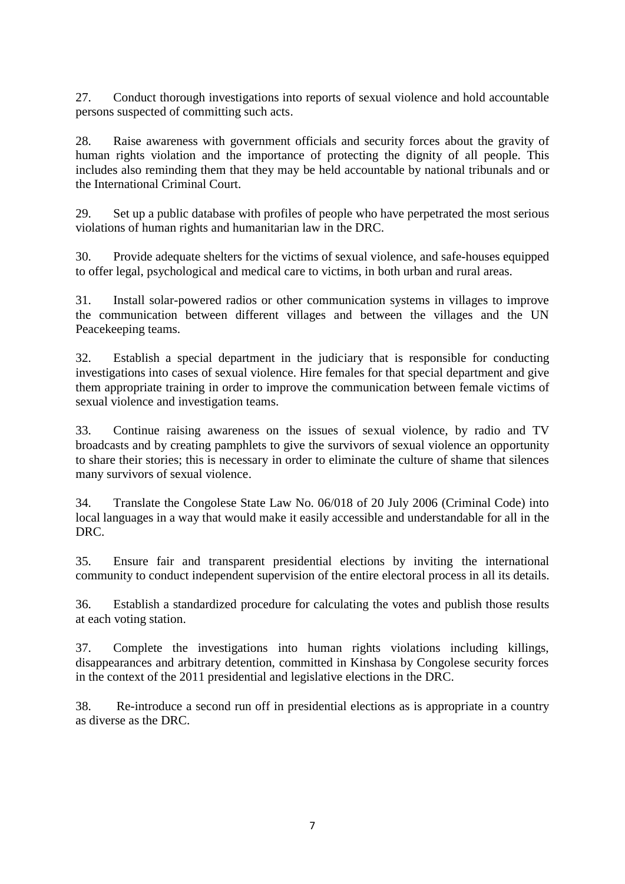27. Conduct thorough investigations into reports of sexual violence and hold accountable persons suspected of committing such acts.

28. Raise awareness with government officials and security forces about the gravity of human rights violation and the importance of protecting the dignity of all people. This includes also reminding them that they may be held accountable by national tribunals and or the International Criminal Court.

29. Set up a public database with profiles of people who have perpetrated the most serious violations of human rights and humanitarian law in the DRC.

30. Provide adequate shelters for the victims of sexual violence, and safe-houses equipped to offer legal, psychological and medical care to victims, in both urban and rural areas.

31. Install solar-powered radios or other communication systems in villages to improve the communication between different villages and between the villages and the UN Peacekeeping teams.

32. Establish a special department in the judiciary that is responsible for conducting investigations into cases of sexual violence. Hire females for that special department and give them appropriate training in order to improve the communication between female victims of sexual violence and investigation teams.

33. Continue raising awareness on the issues of sexual violence, by radio and TV broadcasts and by creating pamphlets to give the survivors of sexual violence an opportunity to share their stories; this is necessary in order to eliminate the culture of shame that silences many survivors of sexual violence.

34. Translate the Congolese State Law No. 06/018 of 20 July 2006 (Criminal Code) into local languages in a way that would make it easily accessible and understandable for all in the DRC.

35. Ensure fair and transparent presidential elections by inviting the international community to conduct independent supervision of the entire electoral process in all its details.

36. Establish a standardized procedure for calculating the votes and publish those results at each voting station.

37. Complete the investigations into human rights violations including killings, disappearances and arbitrary detention, committed in Kinshasa by Congolese security forces in the context of the 2011 presidential and legislative elections in the DRC.

38. Re-introduce a second run off in presidential elections as is appropriate in a country as diverse as the DRC.